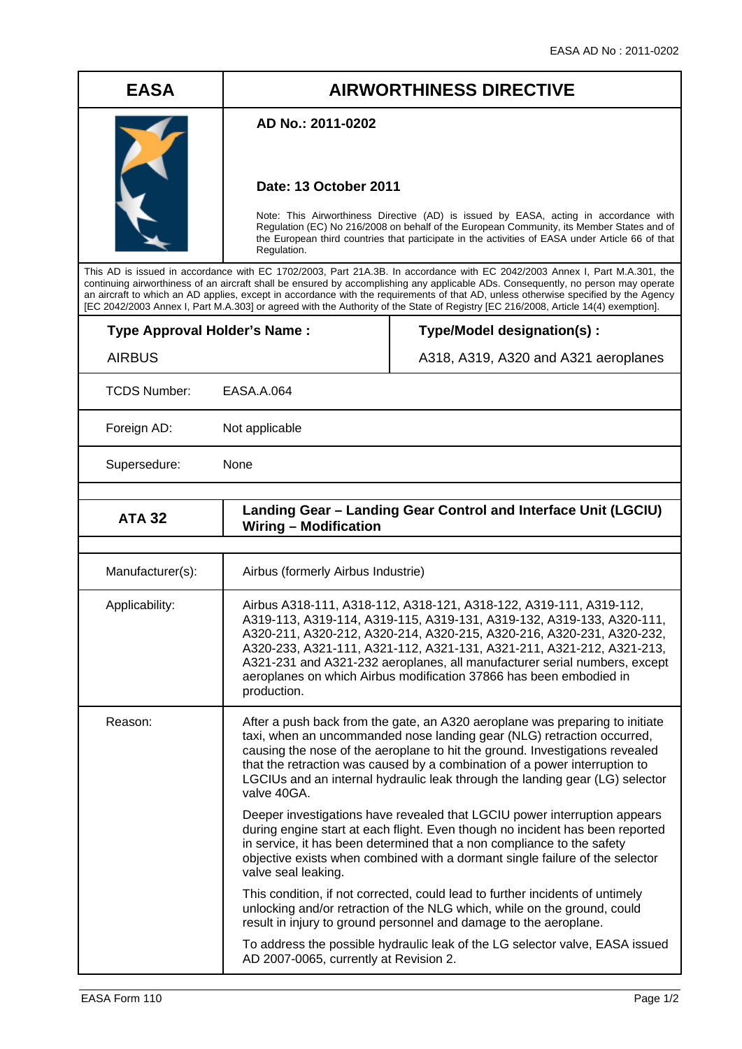| EASA | AIRWORTHINESS DIRECTIVE |
|---|---|
| | **AD No.: 2011-0202**<br><br>**Date: 13 October 2011**<br><br>Note: This Airworthiness Directive (AD) is issued by EASA, acting in accordance with Regulation (EC) No 216/2008 on behalf of the European Community, its Member States and of the European third countries that participate in the activities of EASA under Article 66 of that Regulation. |

This AD is issued in accordance with EC 1702/2003, Part 21A.3B. In accordance with EC 2042/2003 Annex I, Part M.A.301, the continuing airworthiness of an aircraft shall be ensured by accomplishing any applicable ADs. Consequently, no person may operate an aircraft to which an AD applies, except in accordance with the requirements of that AD, unless otherwise specified by the Agency [EC 2042/2003 Annex I, Part M.A.303] or agreed with the Authority of the State of Registry [EC 216/2008, Article 14(4) exemption].

| Type Approval Holder's Name : | Type/Model designation(s) : |
|---|---|
| AIRBUS | A318, A319, A320 and A321 aeroplanes |

| | |
|---|---|
| TCDS Number: | EASA.A.064 |
| Foreign AD: | Not applicable |
| Supersedure: | None |

| **ATA 32** | **Landing Gear – Landing Gear Control and Interface Unit (LGCIU) Wiring – Modification** |
|---|---|
| Manufacturer(s): | Airbus (formerly Airbus Industrie) |
| Applicability: | Airbus A318-111, A318-112, A318-121, A318-122, A319-111, A319-112, A319-113, A319-114, A319-115, A319-131, A319-132, A319-133, A320-111, A320-211, A320-212, A320-214, A320-215, A320-216, A320-231, A320-232, A320-233, A321-111, A321-112, A321-131, A321-211, A321-212, A321-213, A321-231 and A321-232 aeroplanes, all manufacturer serial numbers, except aeroplanes on which Airbus modification 37866 has been embodied in production. |
| Reason: | After a push back from the gate, an A320 aeroplane was preparing to initiate taxi, when an uncommanded nose landing gear (NLG) retraction occurred, causing the nose of the aeroplane to hit the ground. Investigations revealed that the retraction was caused by a combination of a power interruption to LGCIUs and an internal hydraulic leak through the landing gear (LG) selector valve 40GA.<br><br>Deeper investigations have revealed that LGCIU power interruption appears during engine start at each flight. Even though no incident has been reported in service, it has been determined that a non compliance to the safety objective exists when combined with a dormant single failure of the selector valve seal leaking.<br><br>This condition, if not corrected, could lead to further incidents of untimely unlocking and/or retraction of the NLG which, while on the ground, could result in injury to ground personnel and damage to the aeroplane.<br><br>To address the possible hydraulic leak of the LG selector valve, EASA issued AD 2007-0065, currently at Revision 2. |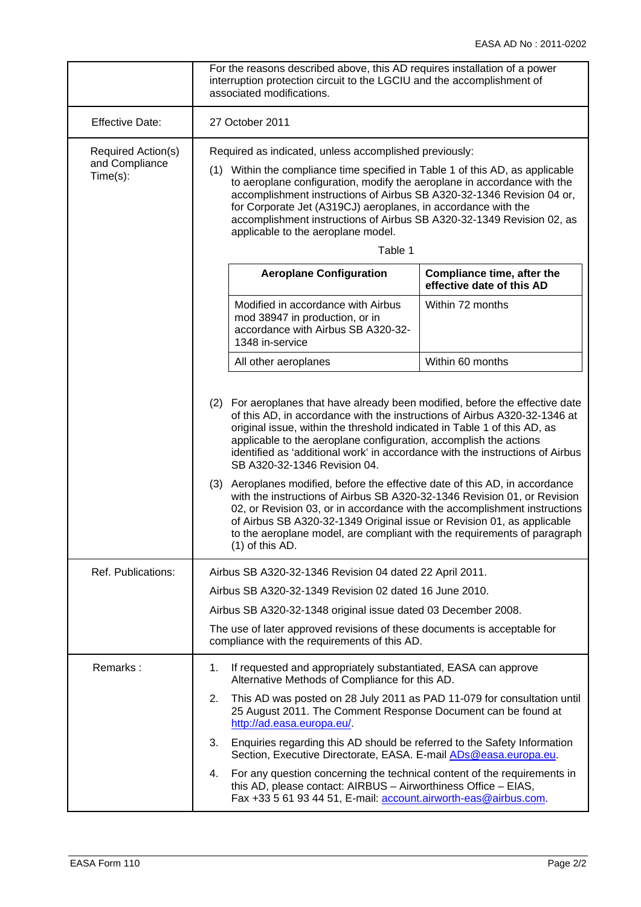| | |
|---|---|
| | For the reasons described above, this AD requires installation of a power interruption protection circuit to the LGCIU and the accomplishment of associated modifications. |
| Effective Date: | 27 October 2011 |
| Required Action(s) and Compliance Time(s): | Required as indicated, unless accomplished previously: |

(1) Within the compliance time specified in Table 1 of this AD, as applicable to aeroplane configuration, modify the aeroplane in accordance with the accomplishment instructions of Airbus SB A320-32-1346 Revision 04 or, for Corporate Jet (A319CJ) aeroplanes, in accordance with the accomplishment instructions of Airbus SB A320-32-1349 Revision 02, as applicable to the aeroplane model.

Table 1

| Aeroplane Configuration | Compliance time, after the effective date of this AD |
|---|---|
| Modified in accordance with Airbus mod 38947 in production, or in accordance with Airbus SB A320-32-1348 in-service | Within 72 months |
| All other aeroplanes | Within 60 months |

(2) For aeroplanes that have already been modified, before the effective date of this AD, in accordance with the instructions of Airbus A320-32-1346 at original issue, within the threshold indicated in Table 1 of this AD, as applicable to the aeroplane configuration, accomplish the actions identified as 'additional work' in accordance with the instructions of Airbus SB A320-32-1346 Revision 04.

(3) Aeroplanes modified, before the effective date of this AD, in accordance with the instructions of Airbus SB A320-32-1346 Revision 01, or Revision 02, or Revision 03, or in accordance with the accomplishment instructions of Airbus SB A320-32-1349 Original issue or Revision 01, as applicable to the aeroplane model, are compliant with the requirements of paragraph (1) of this AD.

**Ref. Publications:**

Airbus SB A320-32-1346 Revision 04 dated 22 April 2011.

Airbus SB A320-32-1349 Revision 02 dated 16 June 2010.

Airbus SB A320-32-1348 original issue dated 03 December 2008.

The use of later approved revisions of these documents is acceptable for compliance with the requirements of this AD.

**Remarks:**

1. If requested and appropriately substantiated, EASA can approve Alternative Methods of Compliance for this AD.
2. This AD was posted on 28 July 2011 as PAD 11-079 for consultation until 25 August 2011. The Comment Response Document can be found at http://ad.easa.europa.eu/.
3. Enquiries regarding this AD should be referred to the Safety Information Section, Executive Directorate, EASA. E-mail ADs@easa.europa.eu.
4. For any question concerning the technical content of the requirements in this AD, please contact: AIRBUS – Airworthiness Office – EIAS, Fax +33 5 61 93 44 51, E-mail: account.airworth-eas@airbus.com.